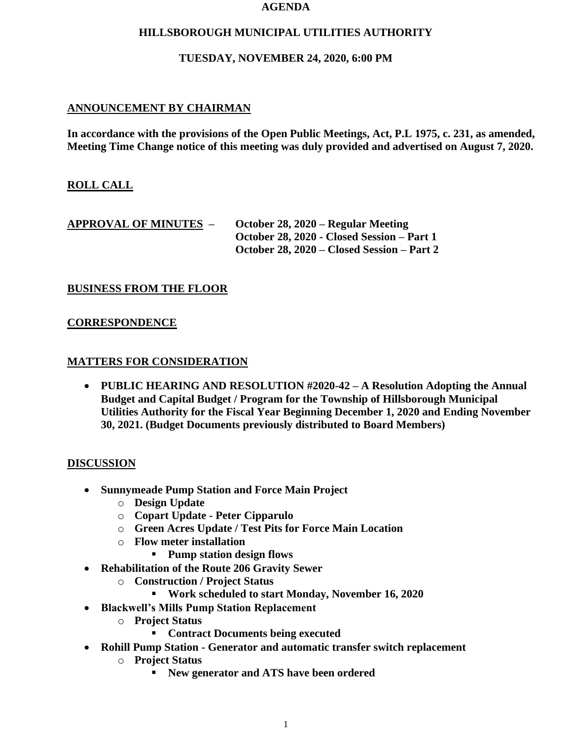# AGENDA

## HILLSBOROUGH MUNICIPAL UTILITIES AUTHORITY

## TUESDAY, NOVEMBER 24, 2020, 6:00 PM

**ANNOUNCEMENT BY CHAIRMAN**

**In accordance with the provisions of the Open Public Meetings, Act, P.L 1975, c. 231, as amended, Meeting Time Change notice of this meeting was duly provided and advertised on August 7, 2020.**

**ROLL CALL**

**APPROVAL OF MINUTES** – **October 28, 2020 – Regular Meeting**
**October 28, 2020 - Closed Session – Part 1**
**October 28, 2020 – Closed Session – Part 2**

**BUSINESS FROM THE FLOOR**

**CORRESPONDENCE**

**MATTERS FOR CONSIDERATION**

- **PUBLIC HEARING AND RESOLUTION #2020-42 – A Resolution Adopting the Annual Budget and Capital Budget / Program for the Township of Hillsborough Municipal Utilities Authority for the Fiscal Year Beginning December 1, 2020 and Ending November 30, 2021. (Budget Documents previously distributed to Board Members)**

**DISCUSSION**

- **Sunnymeade Pump Station and Force Main Project**
  - **Design Update**
  - **Copart Update - Peter Cipparulo**
  - **Green Acres Update / Test Pits for Force Main Location**
  - **Flow meter installation**
    - **Pump station design flows**
- **Rehabilitation of the Route 206 Gravity Sewer**
  - **Construction / Project Status**
    - **Work scheduled to start Monday, November 16, 2020**
- **Blackwell's Mills Pump Station Replacement**
  - **Project Status**
    - **Contract Documents being executed**
- **Rohill Pump Station - Generator and automatic transfer switch replacement**
  - **Project Status**
    - **New generator and ATS have been ordered**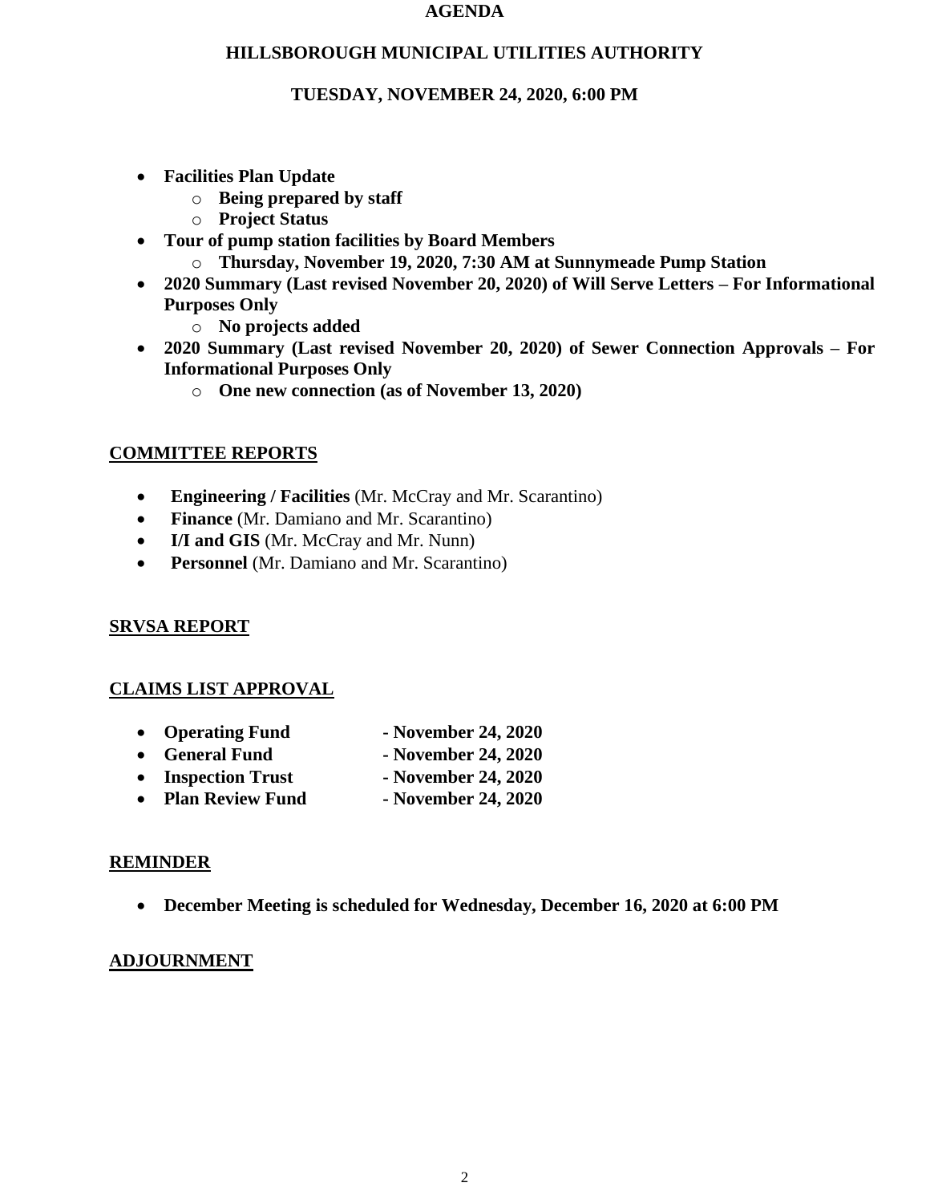**AGENDA**

**HILLSBOROUGH MUNICIPAL UTILITIES AUTHORITY**

**TUESDAY, NOVEMBER 24, 2020, 6:00 PM**

- **Facilities Plan Update**
  - **Being prepared by staff**
  - **Project Status**
- **Tour of pump station facilities by Board Members**
  - **Thursday, November 19, 2020, 7:30 AM at Sunnymeade Pump Station**
- **2020 Summary (Last revised November 20, 2020) of Will Serve Letters – For Informational Purposes Only**
  - **No projects added**
- **2020 Summary (Last revised November 20, 2020) of Sewer Connection Approvals – For Informational Purposes Only**
  - **One new connection (as of November 13, 2020)**

## COMMITTEE REPORTS

- **Engineering / Facilities** (Mr. McCray and Mr. Scarantino)
- **Finance** (Mr. Damiano and Mr. Scarantino)
- **I/I and GIS** (Mr. McCray and Mr. Nunn)
- **Personnel** (Mr. Damiano and Mr. Scarantino)

## SRVSA REPORT

## CLAIMS LIST APPROVAL

- **Operating Fund - November 24, 2020**
- **General Fund - November 24, 2020**
- **Inspection Trust - November 24, 2020**
- **Plan Review Fund - November 24, 2020**

## REMINDER

- **December Meeting is scheduled for Wednesday, December 16, 2020 at 6:00 PM**

## ADJOURNMENT